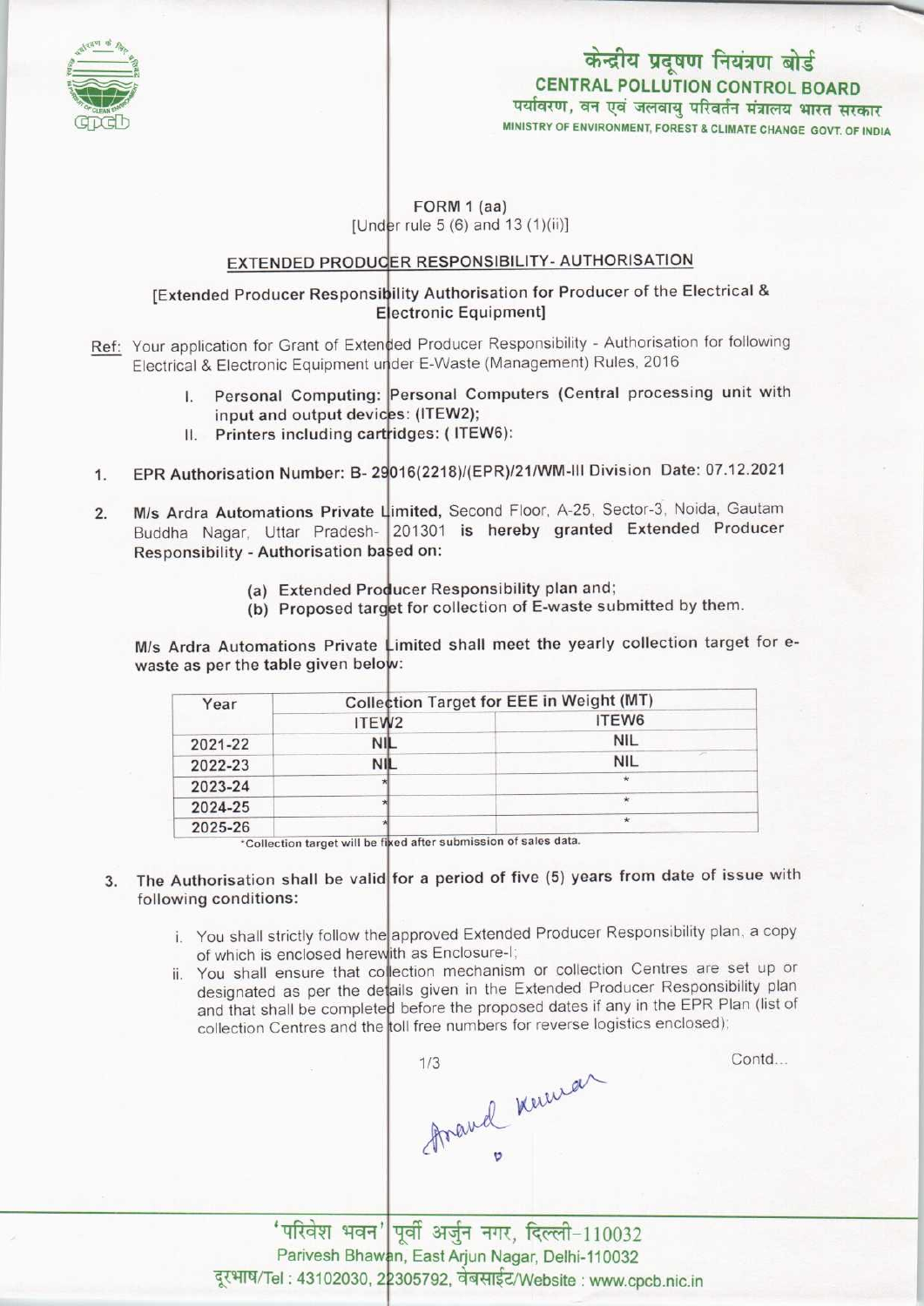केन्द्रीय प्रदूषण नियंत्रण बोर्ड
**CENTRAL POLLUTION CONTROL BOARD**
पर्यावरण, वन एवं जलवायु परिवर्तन मंत्रालय भारत सरकार
MINISTRY OF ENVIRONMENT, FOREST & CLIMATE CHANGE GOVT. OF INDIA

FORM 1 (aa)
[Under rule 5 (6) and 13 (1)(ii)]

## EXTENDED PRODUCER RESPONSIBILITY- AUTHORISATION

[Extended Producer Responsibility Authorisation for Producer of the Electrical & Electronic Equipment]

Ref: Your application for Grant of Extended Producer Responsibility - Authorisation for following Electrical & Electronic Equipment under E-Waste (Management) Rules, 2016

I. **Personal Computing: Personal Computers (Central processing unit with input and output devices: (ITEW2);**
II. **Printers including cartridges: ( ITEW6):**

1. **EPR Authorisation Number: B- 29016(2218)/(EPR)/21/WM-III Division Date: 07.12.2021**

2. **M/s Ardra Automations Private Limited,** Second Floor, A-25, Sector-3, Noida, Gautam Buddha Nagar, Uttar Pradesh- 201301 **is hereby granted Extended Producer Responsibility - Authorisation based on:**

   **(a) Extended Producer Responsibility plan and;**
   **(b) Proposed target for collection of E-waste submitted by them.**

**M/s Ardra Automations Private Limited shall meet the yearly collection target for e-waste as per the table given below:**

| Year | Collection Target for EEE in Weight (MT) | |
|---|---|---|
| | ITEW2 | ITEW6 |
| 2021-22 | NIL | NIL |
| 2022-23 | NIL | NIL |
| 2023-24 | * | * |
| 2024-25 | * | * |
| 2025-26 | * | * |

*Collection target will be fixed after submission of sales data.

3. **The Authorisation shall be valid for a period of five (5) years from date of issue with following conditions:**

   i. You shall strictly follow the approved Extended Producer Responsibility plan, a copy of which is enclosed herewith as Enclosure-I;
   ii. You shall ensure that collection mechanism or collection Centres are set up or designated as per the details given in the Extended Producer Responsibility plan and that shall be completed before the proposed dates if any in the EPR Plan (list of collection Centres and the toll free numbers for reverse logistics enclosed);

Contd...

Anand Kumar

'परिवेश भवन' पूर्वी अर्जुन नगर, दिल्ली-110032
Parivesh Bhawan, East Arjun Nagar, Delhi-110032
दूरभाष/Tel : 43102030, 22305792, वेबसाईट/Website : www.cpcb.nic.in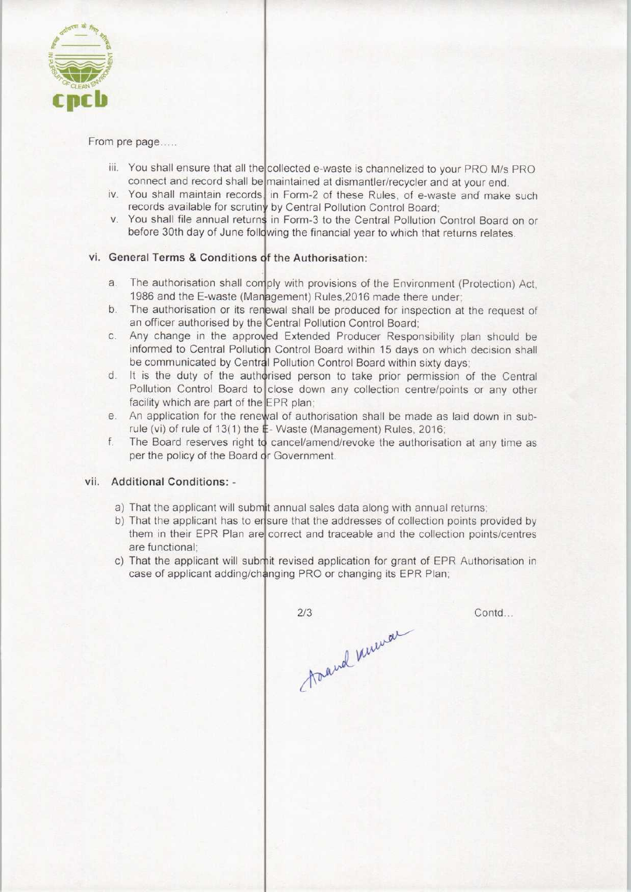From pre page.....

iii. You shall ensure that all the collected e-waste is channelized to your PRO M/s PRO connect and record shall be maintained at dismantler/recycler and at your end.
iv. You shall maintain records, in Form-2 of these Rules, of e-waste and make such records available for scrutiny by Central Pollution Control Board;
v. You shall file annual returns in Form-3 to the Central Pollution Control Board on or before 30th day of June following the financial year to which that returns relates.

**vi. General Terms & Conditions of the Authorisation:**

a. The authorisation shall comply with provisions of the Environment (Protection) Act, 1986 and the E-waste (Management) Rules,2016 made there under;
b. The authorisation or its renewal shall be produced for inspection at the request of an officer authorised by the Central Pollution Control Board;
c. Any change in the approved Extended Producer Responsibility plan should be informed to Central Pollution Control Board within 15 days on which decision shall be communicated by Central Pollution Control Board within sixty days;
d. It is the duty of the authorised person to take prior permission of the Central Pollution Control Board to close down any collection centre/points or any other facility which are part of the EPR plan;
e. An application for the renewal of authorisation shall be made as laid down in sub-rule (vi) of rule of 13(1) the E- Waste (Management) Rules, 2016;
f. The Board reserves right to cancel/amend/revoke the authorisation at any time as per the policy of the Board or Government.

**vii. Additional Conditions: -**

a) That the applicant will submit annual sales data along with annual returns;
b) That the applicant has to ensure that the addresses of collection points provided by them in their EPR Plan are correct and traceable and the collection points/centres are functional;
c) That the applicant will submit revised application for grant of EPR Authorisation in case of applicant adding/changing PRO or changing its EPR Plan;

Contd...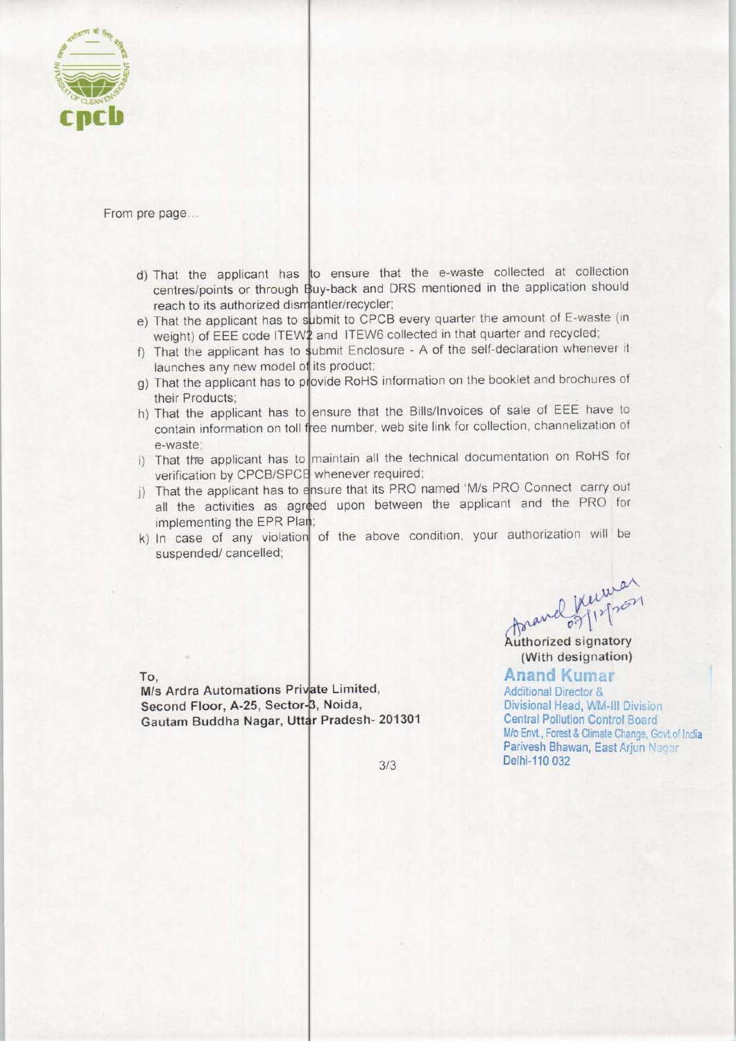From pre page...

d) That the applicant has to ensure that the e-waste collected at collection centres/points or through Buy-back and DRS mentioned in the application should reach to its authorized dismantler/recycler;
e) That the applicant has to submit to CPCB every quarter the amount of E-waste (in weight) of EEE code ITEW2 and ITEW6 collected in that quarter and recycled;
f) That the applicant has to submit Enclosure - A of the self-declaration whenever it launches any new model of its product;
g) That the applicant has to provide RoHS information on the booklet and brochures of their Products;
h) That the applicant has to ensure that the Bills/Invoices of sale of EEE have to contain information on toll free number, web site link for collection, channelization of e-waste;
i) That the applicant has to maintain all the technical documentation on RoHS for verification by CPCB/SPCB whenever required;
j) That the applicant has to ensure that its PRO named 'M/s PRO Connect carry out all the activities as agreed upon between the applicant and the PRO for implementing the EPR Plan;
k) In case of any violation of the above condition, your authorization will be suspended/ cancelled;

Anand Kumar 07/12/2021

Authorized signatory
(With designation)

**Anand Kumar**
Additional Director &
Divisional Head, WM-III Division
Central Pollution Control Board
M/o Envt., Forest & Climate Change, Govt.of India
Parivesh Bhawan, East Arjun Nagar
Delhi-110 032

To,
**M/s Ardra Automations Private Limited,**
**Second Floor, A-25, Sector-3, Noida,**
**Gautam Buddha Nagar, Uttar Pradesh- 201301**